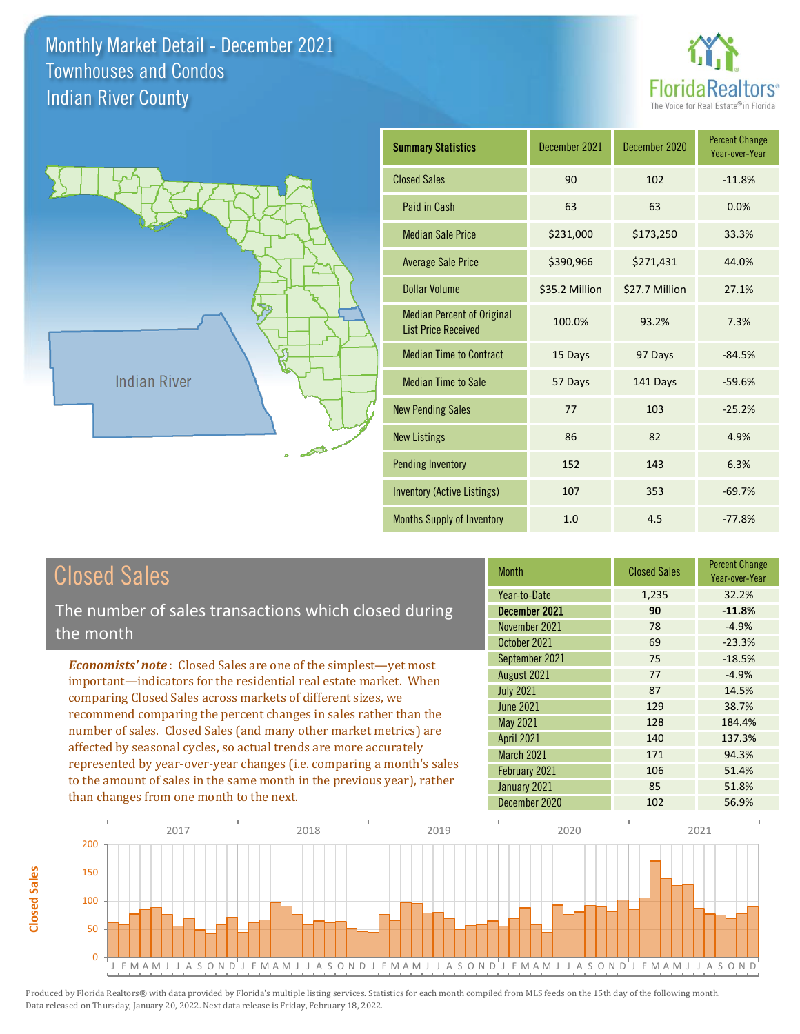# Monthly Market Detail - December 2021
## Townhouses and Condos
## Indian River County

FloridaRealtors® The Voice for Real Estate® in Florida

Indian River

| Summary Statistics | December 2021 | December 2020 | Percent Change Year-over-Year |
|---|---|---|---|
| Closed Sales | 90 | 102 | -11.8% |
| Paid in Cash | 63 | 63 | 0.0% |
| Median Sale Price | $231,000 | $173,250 | 33.3% |
| Average Sale Price | $390,966 | $271,431 | 44.0% |
| Dollar Volume | $35.2 Million | $27.7 Million | 27.1% |
| Median Percent of Original List Price Received | 100.0% | 93.2% | 7.3% |
| Median Time to Contract | 15 Days | 97 Days | -84.5% |
| Median Time to Sale | 57 Days | 141 Days | -59.6% |
| New Pending Sales | 77 | 103 | -25.2% |
| New Listings | 86 | 82 | 4.9% |
| Pending Inventory | 152 | 143 | 6.3% |
| Inventory (Active Listings) | 107 | 353 | -69.7% |
| Months Supply of Inventory | 1.0 | 4.5 | -77.8% |

## Closed Sales

The number of sales transactions which closed during the month

*Economists' note*: Closed Sales are one of the simplest—yet most important—indicators for the residential real estate market. When comparing Closed Sales across markets of different sizes, we recommend comparing the percent changes in sales rather than the number of sales. Closed Sales (and many other market metrics) are affected by seasonal cycles, so actual trends are more accurately represented by year-over-year changes (i.e. comparing a month's sales to the amount of sales in the same month in the previous year), rather than changes from one month to the next.

| Month | Closed Sales | Percent Change Year-over-Year |
|---|---|---|
| Year-to-Date | 1,235 | 32.2% |
| **December 2021** | **90** | **-11.8%** |
| November 2021 | 78 | -4.9% |
| October 2021 | 69 | -23.3% |
| September 2021 | 75 | -18.5% |
| August 2021 | 77 | -4.9% |
| July 2021 | 87 | 14.5% |
| June 2021 | 129 | 38.7% |
| May 2021 | 128 | 184.4% |
| April 2021 | 140 | 137.3% |
| March 2021 | 171 | 94.3% |
| February 2021 | 106 | 51.4% |
| January 2021 | 85 | 51.8% |
| December 2020 | 102 | 56.9% |

Produced by Florida Realtors® with data provided by Florida's multiple listing services. Statistics for each month compiled from MLS feeds on the 15th day of the following month. Data released on Thursday, January 20, 2022. Next data release is Friday, February 18, 2022.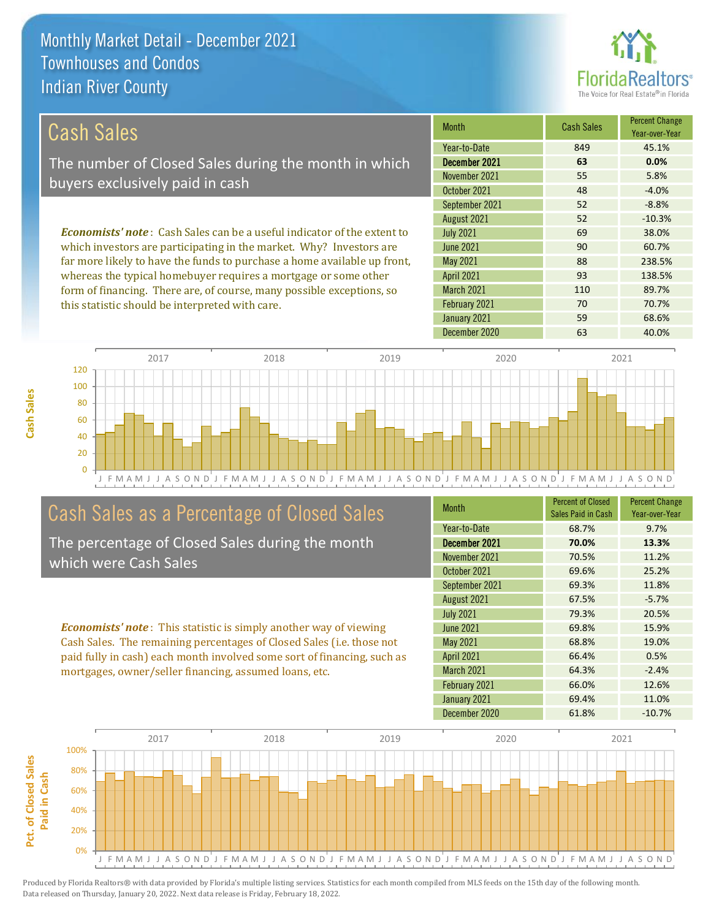# Monthly Market Detail - December 2021
## Townhouses and Condos
## Indian River County

## Cash Sales

The number of Closed Sales during the month in which buyers exclusively paid in cash

*Economists' note*: Cash Sales can be a useful indicator of the extent to which investors are participating in the market. Why? Investors are far more likely to have the funds to purchase a home available up front, whereas the typical homebuyer requires a mortgage or some other form of financing. There are, of course, many possible exceptions, so this statistic should be interpreted with care.

| Month | Cash Sales | Percent Change Year-over-Year |
|---|---|---|
| Year-to-Date | 849 | 45.1% |
| **December 2021** | **63** | **0.0%** |
| November 2021 | 55 | 5.8% |
| October 2021 | 48 | -4.0% |
| September 2021 | 52 | -8.8% |
| August 2021 | 52 | -10.3% |
| July 2021 | 69 | 38.0% |
| June 2021 | 90 | 60.7% |
| May 2021 | 88 | 238.5% |
| April 2021 | 93 | 138.5% |
| March 2021 | 110 | 89.7% |
| February 2021 | 70 | 70.7% |
| January 2021 | 59 | 68.6% |
| December 2020 | 63 | 40.0% |

## Cash Sales as a Percentage of Closed Sales

The percentage of Closed Sales during the month which were Cash Sales

*Economists' note*: This statistic is simply another way of viewing Cash Sales. The remaining percentages of Closed Sales (i.e. those not paid fully in cash) each month involved some sort of financing, such as mortgages, owner/seller financing, assumed loans, etc.

| Month | Percent of Closed Sales Paid in Cash | Percent Change Year-over-Year |
|---|---|---|
| Year-to-Date | 68.7% | 9.7% |
| **December 2021** | **70.0%** | **13.3%** |
| November 2021 | 70.5% | 11.2% |
| October 2021 | 69.6% | 25.2% |
| September 2021 | 69.3% | 11.8% |
| August 2021 | 67.5% | -5.7% |
| July 2021 | 79.3% | 20.5% |
| June 2021 | 69.8% | 15.9% |
| May 2021 | 68.8% | 19.0% |
| April 2021 | 66.4% | 0.5% |
| March 2021 | 64.3% | -2.4% |
| February 2021 | 66.0% | 12.6% |
| January 2021 | 69.4% | 11.0% |
| December 2020 | 61.8% | -10.7% |

Produced by Florida Realtors® with data provided by Florida's multiple listing services. Statistics for each month compiled from MLS feeds on the 15th day of the following month. Data released on Thursday, January 20, 2022. Next data release is Friday, February 18, 2022.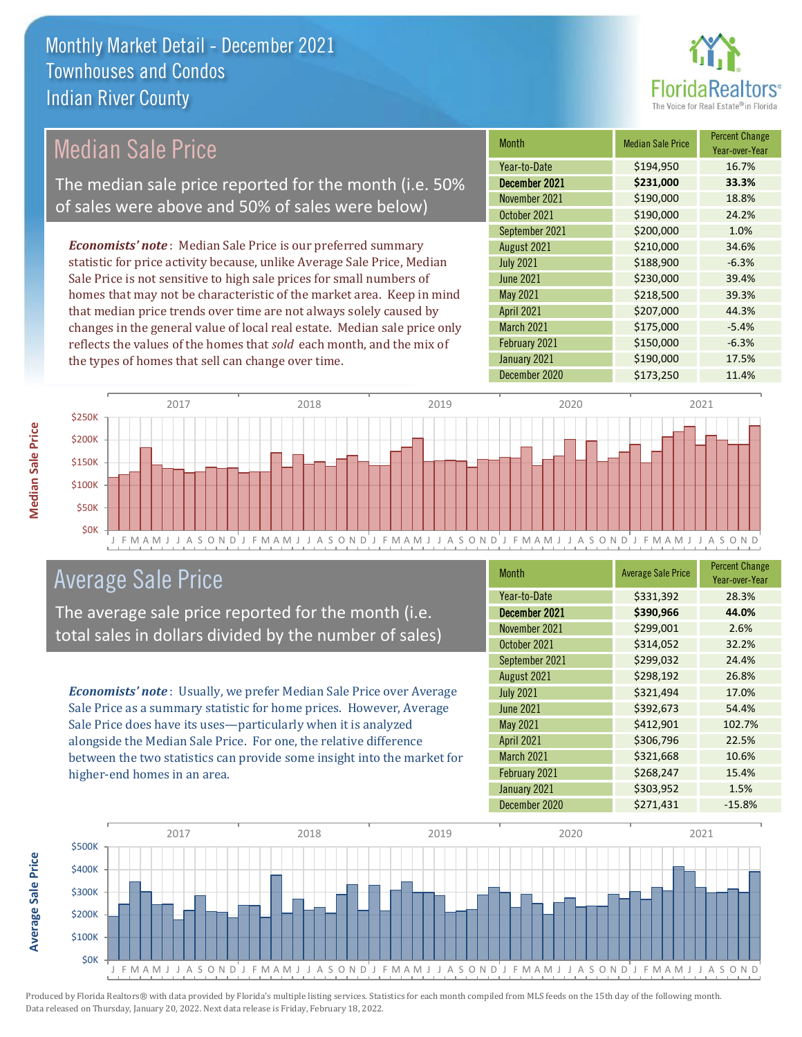# Monthly Market Detail - December 2021
## Townhouses and Condos
## Indian River County

## Median Sale Price

The median sale price reported for the month (i.e. 50% of sales were above and 50% of sales were below)

***Economists' note***: Median Sale Price is our preferred summary statistic for price activity because, unlike Average Sale Price, Median Sale Price is not sensitive to high sale prices for small numbers of homes that may not be characteristic of the market area. Keep in mind that median price trends over time are not always solely caused by changes in the general value of local real estate. Median sale price only reflects the values of the homes that *sold* each month, and the mix of the types of homes that sell can change over time.

| Month | Median Sale Price | Percent Change Year-over-Year |
|---|---|---|
| Year-to-Date | $194,950 | 16.7% |
| **December 2021** | **$231,000** | **33.3%** |
| November 2021 | $190,000 | 18.8% |
| October 2021 | $190,000 | 24.2% |
| September 2021 | $200,000 | 1.0% |
| August 2021 | $210,000 | 34.6% |
| July 2021 | $188,900 | -6.3% |
| June 2021 | $230,000 | 39.4% |
| May 2021 | $218,500 | 39.3% |
| April 2021 | $207,000 | 44.3% |
| March 2021 | $175,000 | -5.4% |
| February 2021 | $150,000 | -6.3% |
| January 2021 | $190,000 | 17.5% |
| December 2020 | $173,250 | 11.4% |

## Average Sale Price

The average sale price reported for the month (i.e. total sales in dollars divided by the number of sales)

***Economists' note***: Usually, we prefer Median Sale Price over Average Sale Price as a summary statistic for home prices. However, Average Sale Price does have its uses—particularly when it is analyzed alongside the Median Sale Price. For one, the relative difference between the two statistics can provide some insight into the market for higher-end homes in an area.

| Month | Average Sale Price | Percent Change Year-over-Year |
|---|---|---|
| Year-to-Date | $331,392 | 28.3% |
| **December 2021** | **$390,966** | **44.0%** |
| November 2021 | $299,001 | 2.6% |
| October 2021 | $314,052 | 32.2% |
| September 2021 | $299,032 | 24.4% |
| August 2021 | $298,192 | 26.8% |
| July 2021 | $321,494 | 17.0% |
| June 2021 | $392,673 | 54.4% |
| May 2021 | $412,901 | 102.7% |
| April 2021 | $306,796 | 22.5% |
| March 2021 | $321,668 | 10.6% |
| February 2021 | $268,247 | 15.4% |
| January 2021 | $303,952 | 1.5% |
| December 2020 | $271,431 | -15.8% |

Produced by Florida Realtors® with data provided by Florida's multiple listing services. Statistics for each month compiled from MLS feeds on the 15th day of the following month. Data released on Thursday, January 20, 2022. Next data release is Friday, February 18, 2022.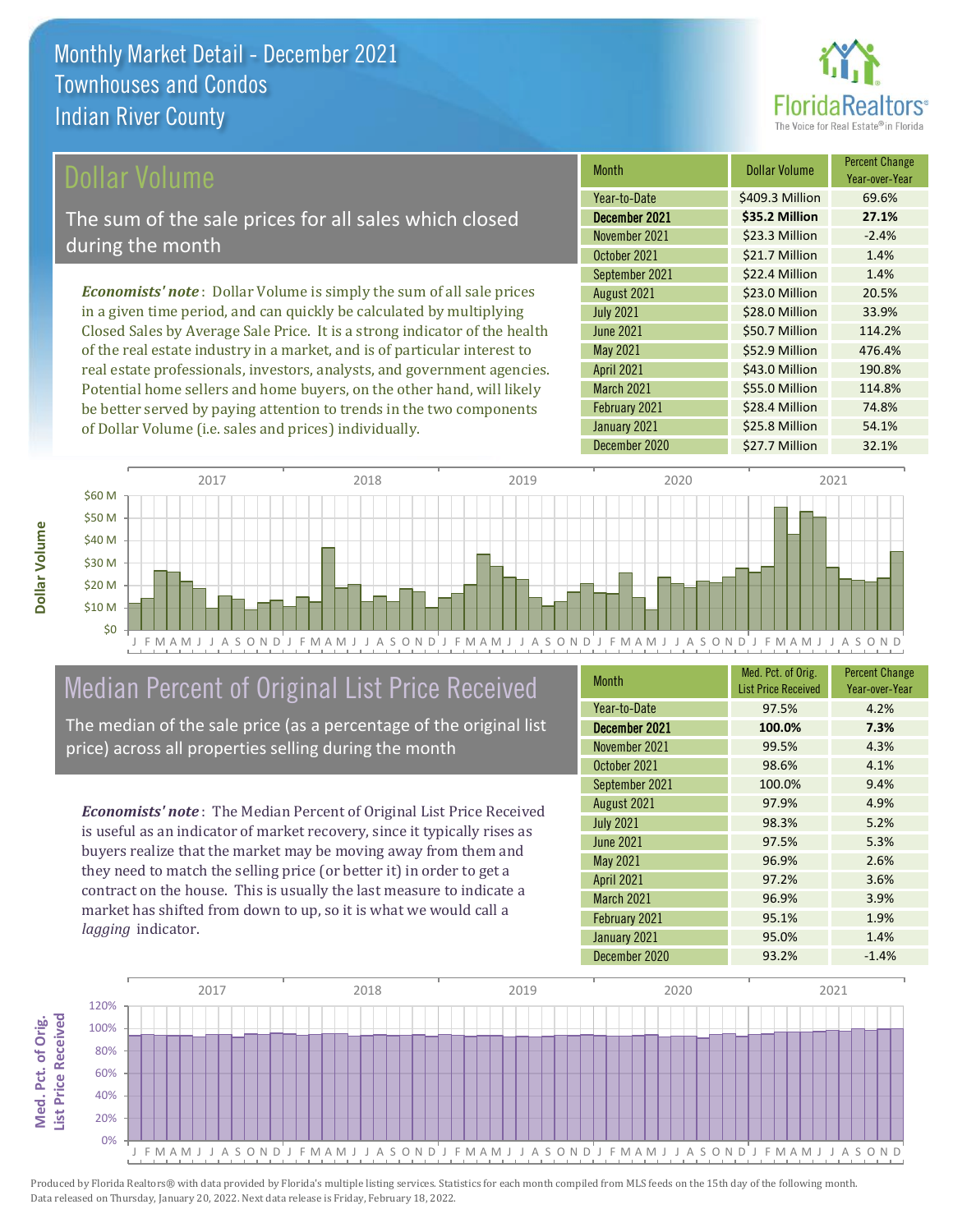# Monthly Market Detail - December 2021
## Townhouses and Condos
## Indian River County

## Dollar Volume

The sum of the sale prices for all sales which closed during the month

*Economists' note*: Dollar Volume is simply the sum of all sale prices in a given time period, and can quickly be calculated by multiplying Closed Sales by Average Sale Price. It is a strong indicator of the health of the real estate industry in a market, and is of particular interest to real estate professionals, investors, analysts, and government agencies. Potential home sellers and home buyers, on the other hand, will likely be better served by paying attention to trends in the two components of Dollar Volume (i.e. sales and prices) individually.

| Month | Dollar Volume | Percent Change Year-over-Year |
|---|---|---|
| Year-to-Date | $409.3 Million | 69.6% |
| **December 2021** | **$35.2 Million** | **27.1%** |
| November 2021 | $23.3 Million | -2.4% |
| October 2021 | $21.7 Million | 1.4% |
| September 2021 | $22.4 Million | 1.4% |
| August 2021 | $23.0 Million | 20.5% |
| July 2021 | $28.0 Million | 33.9% |
| June 2021 | $50.7 Million | 114.2% |
| May 2021 | $52.9 Million | 476.4% |
| April 2021 | $43.0 Million | 190.8% |
| March 2021 | $55.0 Million | 114.8% |
| February 2021 | $28.4 Million | 74.8% |
| January 2021 | $25.8 Million | 54.1% |
| December 2020 | $27.7 Million | 32.1% |

## Median Percent of Original List Price Received

The median of the sale price (as a percentage of the original list price) across all properties selling during the month

*Economists' note*: The Median Percent of Original List Price Received is useful as an indicator of market recovery, since it typically rises as buyers realize that the market may be moving away from them and they need to match the selling price (or better it) in order to get a contract on the house. This is usually the last measure to indicate a market has shifted from down to up, so it is what we would call a *lagging* indicator.

| Month | Med. Pct. of Orig. List Price Received | Percent Change Year-over-Year |
|---|---|---|
| Year-to-Date | 97.5% | 4.2% |
| **December 2021** | **100.0%** | **7.3%** |
| November 2021 | 99.5% | 4.3% |
| October 2021 | 98.6% | 4.1% |
| September 2021 | 100.0% | 9.4% |
| August 2021 | 97.9% | 4.9% |
| July 2021 | 98.3% | 5.2% |
| June 2021 | 97.5% | 5.3% |
| May 2021 | 96.9% | 2.6% |
| April 2021 | 97.2% | 3.6% |
| March 2021 | 96.9% | 3.9% |
| February 2021 | 95.1% | 1.9% |
| January 2021 | 95.0% | 1.4% |
| December 2020 | 93.2% | -1.4% |

Produced by Florida Realtors® with data provided by Florida's multiple listing services. Statistics for each month compiled from MLS feeds on the 15th day of the following month. Data released on Thursday, January 20, 2022. Next data release is Friday, February 18, 2022.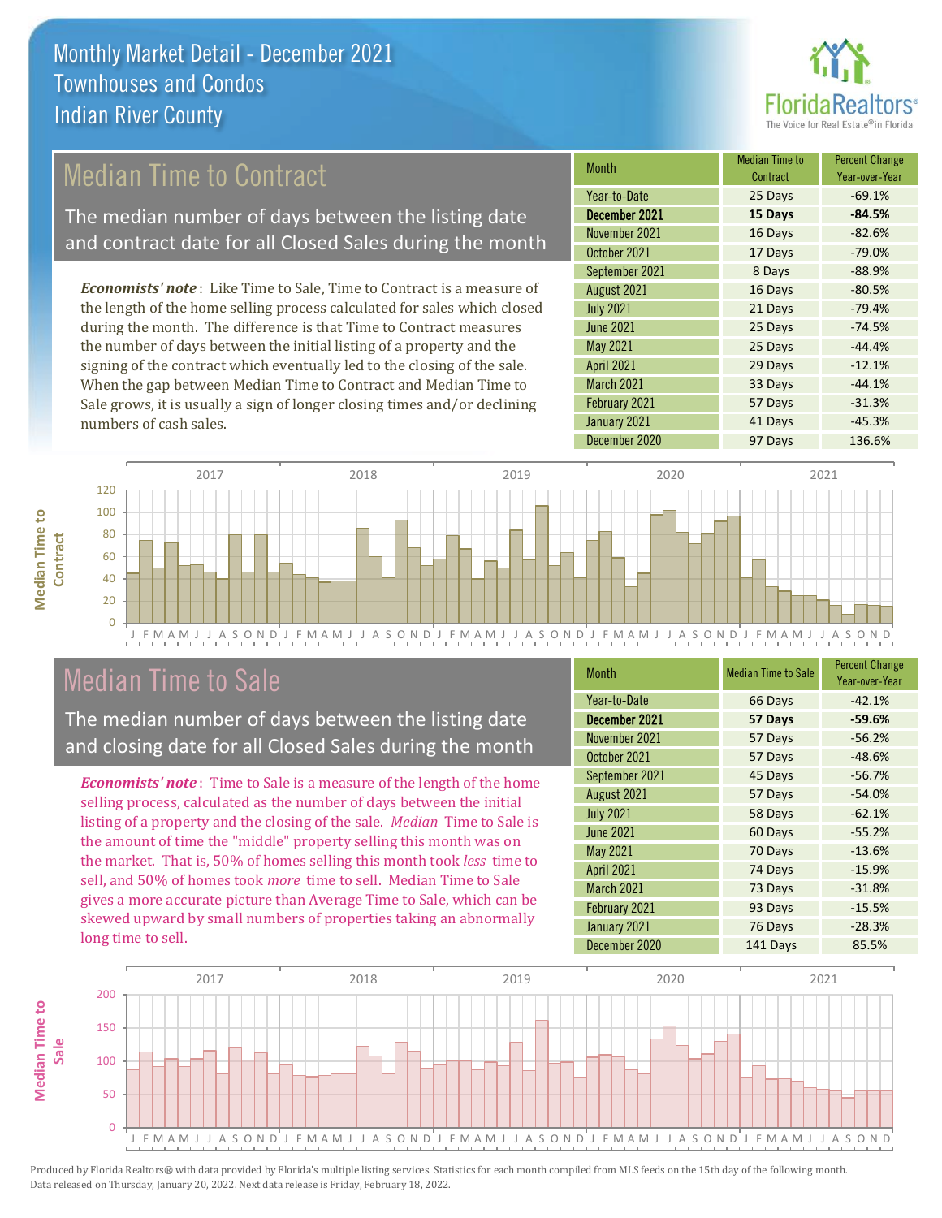# Monthly Market Detail - December 2021
## Townhouses and Condos
## Indian River County

## Median Time to Contract

The median number of days between the listing date and contract date for all Closed Sales during the month

*Economists' note*: Like Time to Sale, Time to Contract is a measure of the length of the home selling process calculated for sales which closed during the month. The difference is that Time to Contract measures the number of days between the initial listing of a property and the signing of the contract which eventually led to the closing of the sale. When the gap between Median Time to Contract and Median Time to Sale grows, it is usually a sign of longer closing times and/or declining numbers of cash sales.

| Month | Median Time to Contract | Percent Change Year-over-Year |
|---|---|---|
| Year-to-Date | 25 Days | -69.1% |
| **December 2021** | **15 Days** | **-84.5%** |
| November 2021 | 16 Days | -82.6% |
| October 2021 | 17 Days | -79.0% |
| September 2021 | 8 Days | -88.9% |
| August 2021 | 16 Days | -80.5% |
| July 2021 | 21 Days | -79.4% |
| June 2021 | 25 Days | -74.5% |
| May 2021 | 25 Days | -44.4% |
| April 2021 | 29 Days | -12.1% |
| March 2021 | 33 Days | -44.1% |
| February 2021 | 57 Days | -31.3% |
| January 2021 | 41 Days | -45.3% |
| December 2020 | 97 Days | 136.6% |

## Median Time to Sale

The median number of days between the listing date and closing date for all Closed Sales during the month

*Economists' note*: Time to Sale is a measure of the length of the home selling process, calculated as the number of days between the initial listing of a property and the closing of the sale. *Median* Time to Sale is the amount of time the "middle" property selling this month was on the market. That is, 50% of homes selling this month took *less* time to sell, and 50% of homes took *more* time to sell. Median Time to Sale gives a more accurate picture than Average Time to Sale, which can be skewed upward by small numbers of properties taking an abnormally long time to sell.

| Month | Median Time to Sale | Percent Change Year-over-Year |
|---|---|---|
| Year-to-Date | 66 Days | -42.1% |
| **December 2021** | **57 Days** | **-59.6%** |
| November 2021 | 57 Days | -56.2% |
| October 2021 | 57 Days | -48.6% |
| September 2021 | 45 Days | -56.7% |
| August 2021 | 57 Days | -54.0% |
| July 2021 | 58 Days | -62.1% |
| June 2021 | 60 Days | -55.2% |
| May 2021 | 70 Days | -13.6% |
| April 2021 | 74 Days | -15.9% |
| March 2021 | 73 Days | -31.8% |
| February 2021 | 93 Days | -15.5% |
| January 2021 | 76 Days | -28.3% |
| December 2020 | 141 Days | 85.5% |

Produced by Florida Realtors® with data provided by Florida's multiple listing services. Statistics for each month compiled from MLS feeds on the 15th day of the following month. Data released on Thursday, January 20, 2022. Next data release is Friday, February 18, 2022.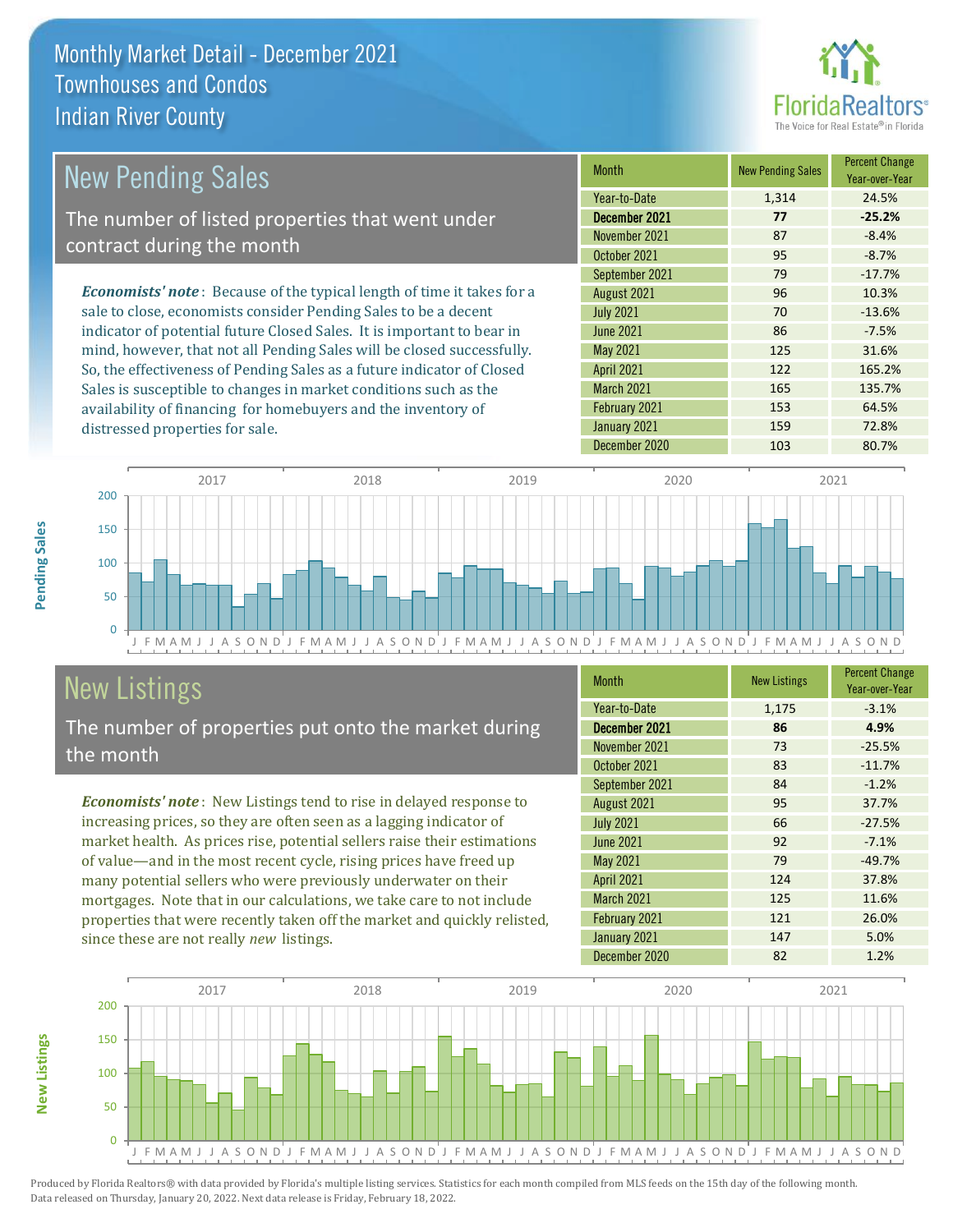Monthly Market Detail - December 2021
Townhouses and Condos
Indian River County

## New Pending Sales

The number of listed properties that went under contract during the month

*Economists' note*: Because of the typical length of time it takes for a sale to close, economists consider Pending Sales to be a decent indicator of potential future Closed Sales. It is important to bear in mind, however, that not all Pending Sales will be closed successfully. So, the effectiveness of Pending Sales as a future indicator of Closed Sales is susceptible to changes in market conditions such as the availability of financing for homebuyers and the inventory of distressed properties for sale.

| Month | New Pending Sales | Percent Change Year-over-Year |
|---|---|---|
| Year-to-Date | 1,314 | 24.5% |
| **December 2021** | **77** | **-25.2%** |
| November 2021 | 87 | -8.4% |
| October 2021 | 95 | -8.7% |
| September 2021 | 79 | -17.7% |
| August 2021 | 96 | 10.3% |
| July 2021 | 70 | -13.6% |
| June 2021 | 86 | -7.5% |
| May 2021 | 125 | 31.6% |
| April 2021 | 122 | 165.2% |
| March 2021 | 165 | 135.7% |
| February 2021 | 153 | 64.5% |
| January 2021 | 159 | 72.8% |
| December 2020 | 103 | 80.7% |

## New Listings

The number of properties put onto the market during the month

*Economists' note*: New Listings tend to rise in delayed response to increasing prices, so they are often seen as a lagging indicator of market health. As prices rise, potential sellers raise their estimations of value—and in the most recent cycle, rising prices have freed up many potential sellers who were previously underwater on their mortgages. Note that in our calculations, we take care to not include properties that were recently taken off the market and quickly relisted, since these are not really *new* listings.

| Month | New Listings | Percent Change Year-over-Year |
|---|---|---|
| Year-to-Date | 1,175 | -3.1% |
| **December 2021** | **86** | **4.9%** |
| November 2021 | 73 | -25.5% |
| October 2021 | 83 | -11.7% |
| September 2021 | 84 | -1.2% |
| August 2021 | 95 | 37.7% |
| July 2021 | 66 | -27.5% |
| June 2021 | 92 | -7.1% |
| May 2021 | 79 | -49.7% |
| April 2021 | 124 | 37.8% |
| March 2021 | 125 | 11.6% |
| February 2021 | 121 | 26.0% |
| January 2021 | 147 | 5.0% |
| December 2020 | 82 | 1.2% |

Produced by Florida Realtors® with data provided by Florida's multiple listing services. Statistics for each month compiled from MLS feeds on the 15th day of the following month. Data released on Thursday, January 20, 2022. Next data release is Friday, February 18, 2022.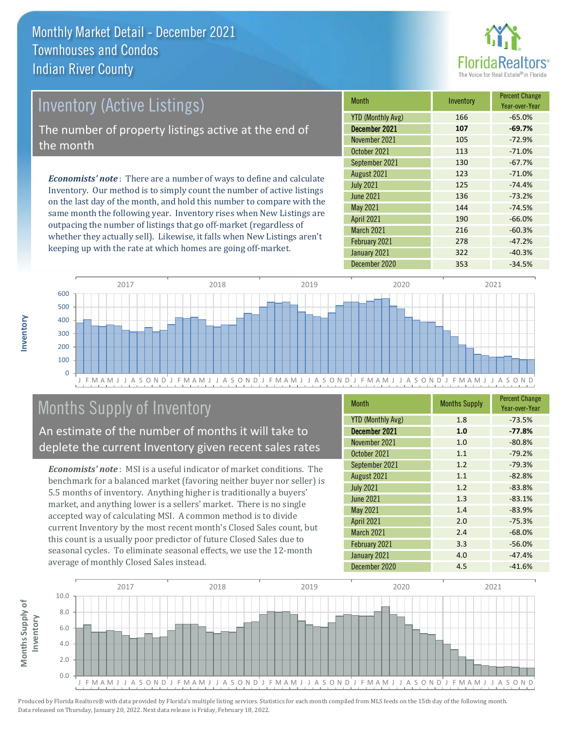# Monthly Market Detail - December 2021
## Townhouses and Condos
## Indian River County

## Inventory (Active Listings)

The number of property listings active at the end of the month

*Economists' note*: There are a number of ways to define and calculate Inventory. Our method is to simply count the number of active listings on the last day of the month, and hold this number to compare with the same month the following year. Inventory rises when New Listings are outpacing the number of listings that go off-market (regardless of whether they actually sell). Likewise, it falls when New Listings aren't keeping up with the rate at which homes are going off-market.

| Month | Inventory | Percent Change Year-over-Year |
|---|---|---|
| YTD (Monthly Avg) | 166 | -65.0% |
| **December 2021** | **107** | **-69.7%** |
| November 2021 | 105 | -72.9% |
| October 2021 | 113 | -71.0% |
| September 2021 | 130 | -67.7% |
| August 2021 | 123 | -71.0% |
| July 2021 | 125 | -74.4% |
| June 2021 | 136 | -73.2% |
| May 2021 | 144 | -74.5% |
| April 2021 | 190 | -66.0% |
| March 2021 | 216 | -60.3% |
| February 2021 | 278 | -47.2% |
| January 2021 | 322 | -40.3% |
| December 2020 | 353 | -34.5% |

## Months Supply of Inventory

An estimate of the number of months it will take to deplete the current Inventory given recent sales rates

*Economists' note*: MSI is a useful indicator of market conditions. The benchmark for a balanced market (favoring neither buyer nor seller) is 5.5 months of inventory. Anything higher is traditionally a buyers' market, and anything lower is a sellers' market. There is no single accepted way of calculating MSI. A common method is to divide current Inventory by the most recent month's Closed Sales count, but this count is a usually poor predictor of future Closed Sales due to seasonal cycles. To eliminate seasonal effects, we use the 12-month average of monthly Closed Sales instead.

| Month | Months Supply | Percent Change Year-over-Year |
|---|---|---|
| YTD (Monthly Avg) | 1.8 | -73.5% |
| **December 2021** | **1.0** | **-77.8%** |
| November 2021 | 1.0 | -80.8% |
| October 2021 | 1.1 | -79.2% |
| September 2021 | 1.2 | -79.3% |
| August 2021 | 1.1 | -82.8% |
| July 2021 | 1.2 | -83.8% |
| June 2021 | 1.3 | -83.1% |
| May 2021 | 1.4 | -83.9% |
| April 2021 | 2.0 | -75.3% |
| March 2021 | 2.4 | -68.0% |
| February 2021 | 3.3 | -56.0% |
| January 2021 | 4.0 | -47.4% |
| December 2020 | 4.5 | -41.6% |

Produced by Florida Realtors® with data provided by Florida's multiple listing services. Statistics for each month compiled from MLS feeds on the 15th day of the following month. Data released on Thursday, January 20, 2022. Next data release is Friday, February 18, 2022.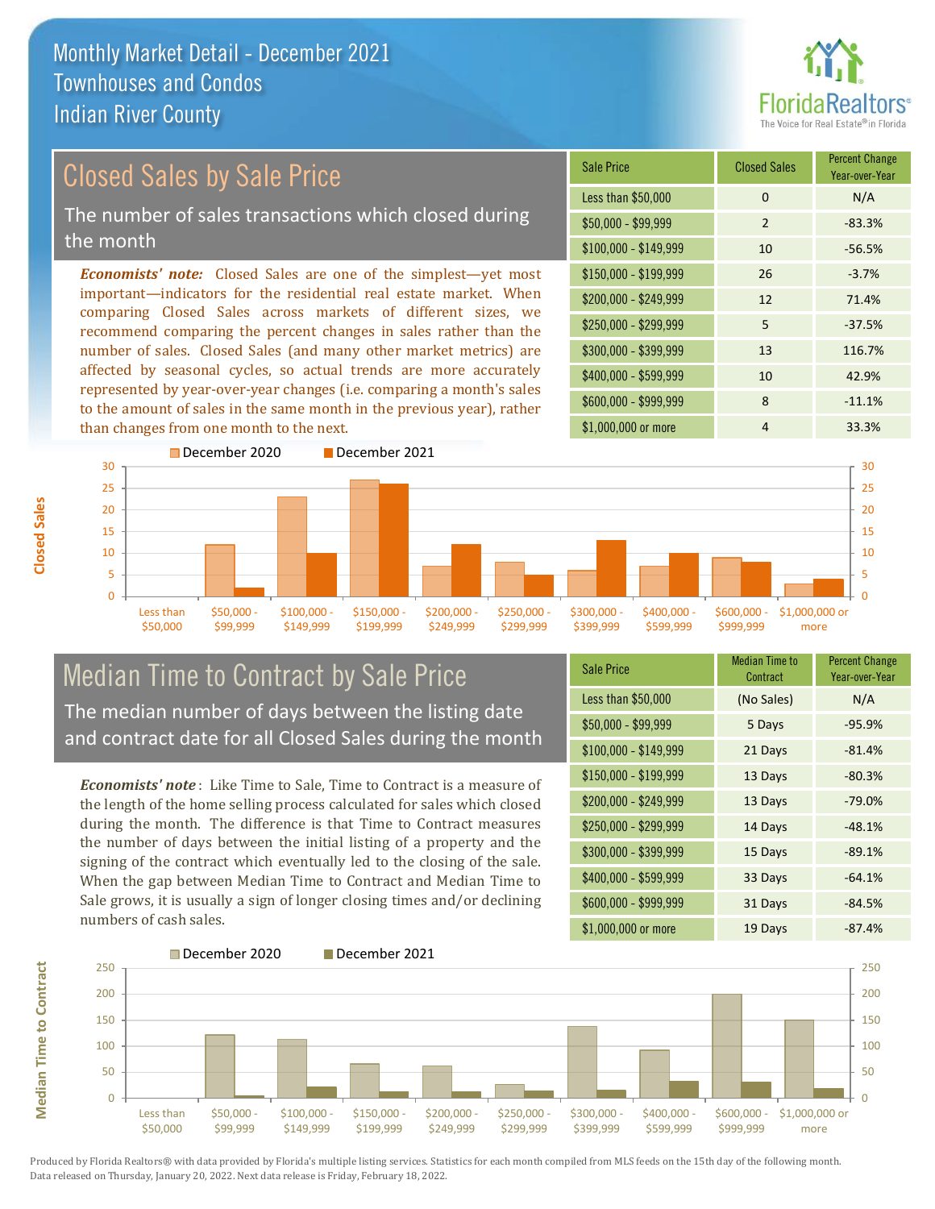# Monthly Market Detail - December 2021
## Townhouses and Condos
## Indian River County

## Closed Sales by Sale Price

The number of sales transactions which closed during the month

***Economists' note:*** Closed Sales are one of the simplest—yet most important—indicators for the residential real estate market. When comparing Closed Sales across markets of different sizes, we recommend comparing the percent changes in sales rather than the number of sales. Closed Sales (and many other market metrics) are affected by seasonal cycles, so actual trends are more accurately represented by year-over-year changes (i.e. comparing a month's sales to the amount of sales in the same month in the previous year), rather than changes from one month to the next.

| Sale Price | Closed Sales | Percent Change Year-over-Year |
|---|---|---|
| Less than $50,000 | 0 | N/A |
| $50,000 - $99,999 | 2 | -83.3% |
| $100,000 - $149,999 | 10 | -56.5% |
| $150,000 - $199,999 | 26 | -3.7% |
| $200,000 - $249,999 | 12 | 71.4% |
| $250,000 - $299,999 | 5 | -37.5% |
| $300,000 - $399,999 | 13 | 116.7% |
| $400,000 - $599,999 | 10 | 42.9% |
| $600,000 - $999,999 | 8 | -11.1% |
| $1,000,000 or more | 4 | 33.3% |

## Median Time to Contract by Sale Price

The median number of days between the listing date and contract date for all Closed Sales during the month

***Economists' note*** : Like Time to Sale, Time to Contract is a measure of the length of the home selling process calculated for sales which closed during the month. The difference is that Time to Contract measures the number of days between the initial listing of a property and the signing of the contract which eventually led to the closing of the sale. When the gap between Median Time to Contract and Median Time to Sale grows, it is usually a sign of longer closing times and/or declining numbers of cash sales.

| Sale Price | Median Time to Contract | Percent Change Year-over-Year |
|---|---|---|
| Less than $50,000 | (No Sales) | N/A |
| $50,000 - $99,999 | 5 Days | -95.9% |
| $100,000 - $149,999 | 21 Days | -81.4% |
| $150,000 - $199,999 | 13 Days | -80.3% |
| $200,000 - $249,999 | 13 Days | -79.0% |
| $250,000 - $299,999 | 14 Days | -48.1% |
| $300,000 - $399,999 | 15 Days | -89.1% |
| $400,000 - $599,999 | 33 Days | -64.1% |
| $600,000 - $999,999 | 31 Days | -84.5% |
| $1,000,000 or more | 19 Days | -87.4% |

Produced by Florida Realtors® with data provided by Florida's multiple listing services. Statistics for each month compiled from MLS feeds on the 15th day of the following month. Data released on Thursday, January 20, 2022. Next data release is Friday, February 18, 2022.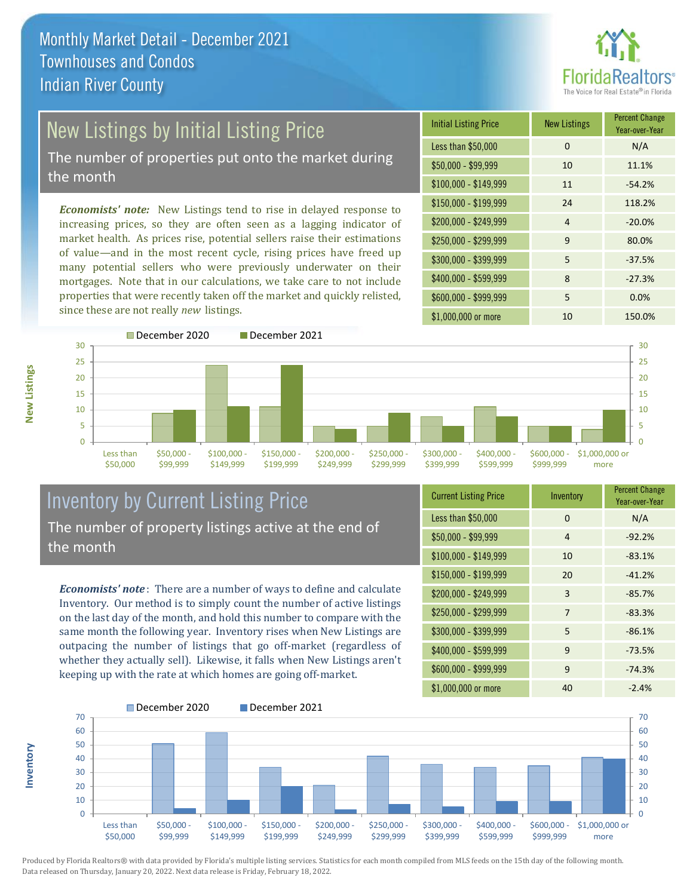# Monthly Market Detail - December 2021
## Townhouses and Condos
## Indian River County

## New Listings by Initial Listing Price

The number of properties put onto the market during the month

*Economists' note:* New Listings tend to rise in delayed response to increasing prices, so they are often seen as a lagging indicator of market health. As prices rise, potential sellers raise their estimations of value—and in the most recent cycle, rising prices have freed up many potential sellers who were previously underwater on their mortgages. Note that in our calculations, we take care to not include properties that were recently taken off the market and quickly relisted, since these are not really *new* listings.

| Initial Listing Price | New Listings | Percent Change Year-over-Year |
|---|---|---|
| Less than $50,000 | 0 | N/A |
| $50,000 - $99,999 | 10 | 11.1% |
| $100,000 - $149,999 | 11 | -54.2% |
| $150,000 - $199,999 | 24 | 118.2% |
| $200,000 - $249,999 | 4 | -20.0% |
| $250,000 - $299,999 | 9 | 80.0% |
| $300,000 - $399,999 | 5 | -37.5% |
| $400,000 - $599,999 | 8 | -27.3% |
| $600,000 - $999,999 | 5 | 0.0% |
| $1,000,000 or more | 10 | 150.0% |

## Inventory by Current Listing Price

The number of property listings active at the end of the month

*Economists' note*: There are a number of ways to define and calculate Inventory. Our method is to simply count the number of active listings on the last day of the month, and hold this number to compare with the same month the following year. Inventory rises when New Listings are outpacing the number of listings that go off-market (regardless of whether they actually sell). Likewise, it falls when New Listings aren't keeping up with the rate at which homes are going off-market.

| Current Listing Price | Inventory | Percent Change Year-over-Year |
|---|---|---|
| Less than $50,000 | 0 | N/A |
| $50,000 - $99,999 | 4 | -92.2% |
| $100,000 - $149,999 | 10 | -83.1% |
| $150,000 - $199,999 | 20 | -41.2% |
| $200,000 - $249,999 | 3 | -85.7% |
| $250,000 - $299,999 | 7 | -83.3% |
| $300,000 - $399,999 | 5 | -86.1% |
| $400,000 - $599,999 | 9 | -73.5% |
| $600,000 - $999,999 | 9 | -74.3% |
| $1,000,000 or more | 40 | -2.4% |

Produced by Florida Realtors® with data provided by Florida's multiple listing services. Statistics for each month compiled from MLS feeds on the 15th day of the following month. Data released on Thursday, January 20, 2022. Next data release is Friday, February 18, 2022.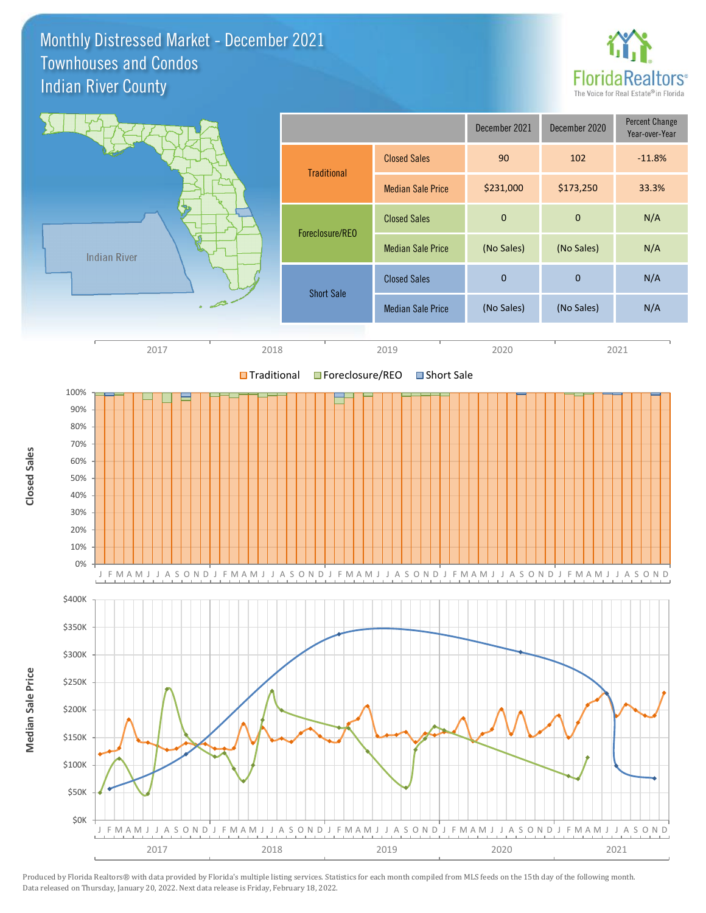# Monthly Distressed Market - December 2021
## Townhouses and Condos
## Indian River County

FloridaRealtors®
The Voice for Real Estate® in Florida

Indian River

| | | December 2021 | December 2020 | Percent Change Year-over-Year |
|---|---|---|---|---|
| Traditional | Closed Sales | 90 | 102 | -11.8% |
| | Median Sale Price | $231,000 | $173,250 | 33.3% |
| Foreclosure/REO | Closed Sales | 0 | 0 | N/A |
| | Median Sale Price | (No Sales) | (No Sales) | N/A |
| Short Sale | Closed Sales | 0 | 0 | N/A |
| | Median Sale Price | (No Sales) | (No Sales) | N/A |

2017 2018 2019 2020 2021

Traditional  Foreclosure/REO  Short Sale

Closed Sales

100% 90% 80% 70% 60% 50% 40% 30% 20% 10% 0%

J F M A M J J A S O N D J F M A M J J A S O N D J F M A M J J A S O N D J F M A M J J A S O N D J F M A M J J A S O N D

Median Sale Price

$400K $350K $300K $250K $200K $150K $100K $50K $0K

J F M A M J J A S O N D J F M A M J J A S O N D J F M A M J J A S O N D J F M A M J J A S O N D J F M A M J J A S O N D

2017 2018 2019 2020 2021

Produced by Florida Realtors® with data provided by Florida's multiple listing services. Statistics for each month compiled from MLS feeds on the 15th day of the following month. Data released on Thursday, January 20, 2022. Next data release is Friday, February 18, 2022.